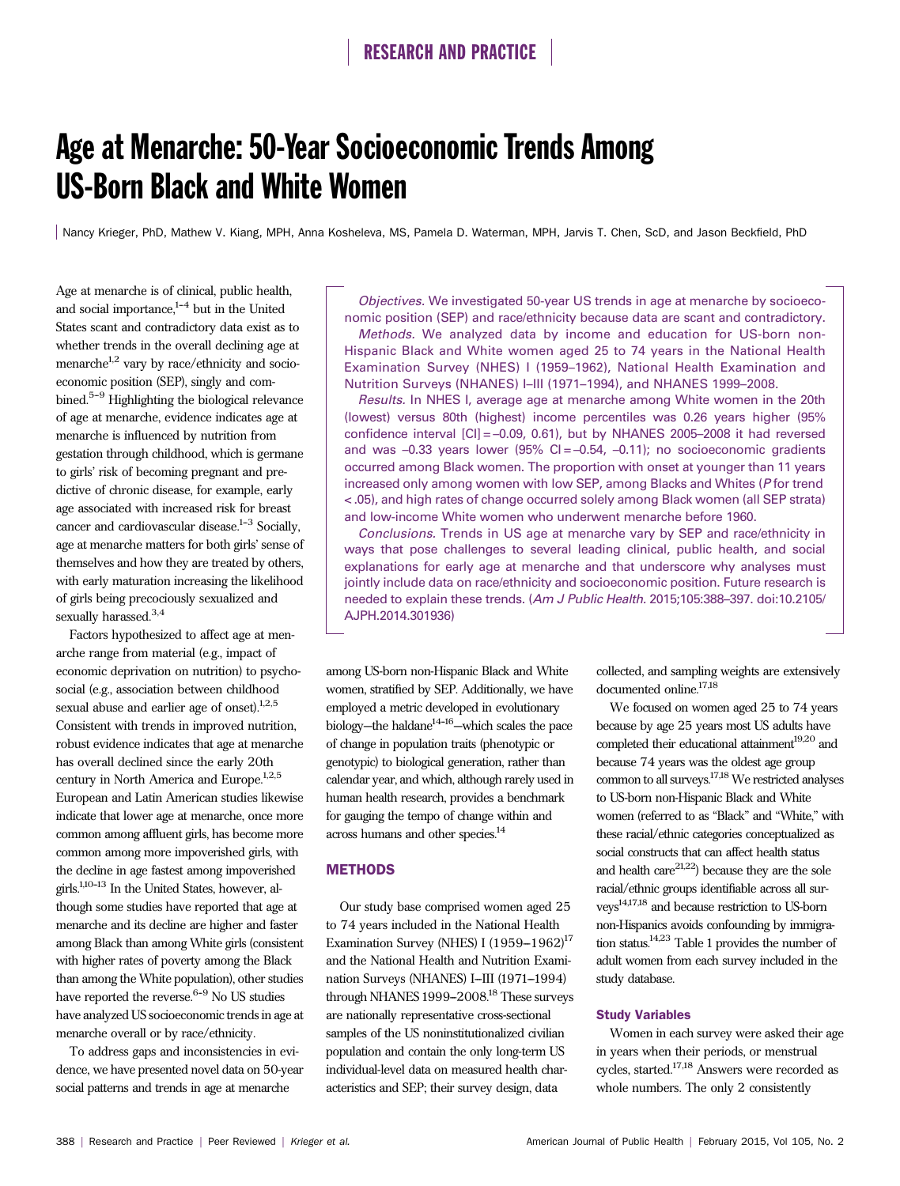# Age at Menarche: 50-Year Socioeconomic Trends Among US-Born Black and White Women

Nancy Krieger, PhD, Mathew V. Kiang, MPH, Anna Kosheleva, MS, Pamela D. Waterman, MPH, Jarvis T. Chen, ScD, and Jason Beckfield, PhD

*Objectives.* We investigated 50-year US trends in age at menarche by socioeconomic position (SEP) and race/ethnicity because data are scant and contradictory.

*Methods.* We analyzed data by income and education for US-born non-Hispanic Black and White women aged 25 to 74 years in the National Health Examination Survey (NHES) I (1959–1962), National Health Examination and Nutrition Surveys (NHANES) I–III (1971–1994), and NHANES 1999–2008.

*Results.* In NHES I, average age at menarche among White women in the 20th (lowest) versus 80th (highest) income percentiles was 0.26 years higher (95% confidence interval [CI] = –0.09, 0.61), but by NHANES 2005–2008 it had reversed and was –0.33 years lower (95% CI = –0.54, –0.11); no socioeconomic gradients occurred among Black women. The proportion with onset at younger than 11 years increased only among women with low SEP, among Blacks and Whites (*P* for trend < .05), and high rates of change occurred solely among Black women (all SEP strata) and low-income White women who underwent menarche before 1960.

*Conclusions.* Trends in US age at menarche vary by SEP and race/ethnicity in ways that pose challenges to several leading clinical, public health, and social explanations for early age at menarche and that underscore why analyses must jointly include data on race/ethnicity and socioeconomic position. Future research is needed to explain these trends. (*Am J Public Health.* 2015;105:388–397. doi:10.2105/AJPH.2014.301936)

Age at menarche is of clinical, public health, and social importance,[1–4] but in the United States scant and contradictory data exist as to whether trends in the overall declining age at menarche[1,2] vary by race/ethnicity and socioeconomic position (SEP), singly and combined.[5–9] Highlighting the biological relevance of age at menarche, evidence indicates age at menarche is influenced by nutrition from gestation through childhood, which is germane to girls' risk of becoming pregnant and predictive of chronic disease, for example, early age associated with increased risk for breast cancer and cardiovascular disease.[1–3] Socially, age at menarche matters for both girls' sense of themselves and how they are treated by others, with early maturation increasing the likelihood of girls being precociously sexualized and sexually harassed.[3,4]

Factors hypothesized to affect age at menarche range from material (e.g., impact of economic deprivation on nutrition) to psychosocial (e.g., association between childhood sexual abuse and earlier age of onset).[1,2,5] Consistent with trends in improved nutrition, robust evidence indicates that age at menarche has overall declined since the early 20th century in North America and Europe.[1,2,5] European and Latin American studies likewise indicate that lower age at menarche, once more common among affluent girls, has become more common among more impoverished girls, with the decline in age fastest among impoverished girls.[1,10–13] In the United States, however, although some studies have reported that age at menarche and its decline are higher and faster among Black than among White girls (consistent with higher rates of poverty among the Black than among the White population), other studies have reported the reverse.[6–9] No US studies have analyzed US socioeconomic trends in age at menarche overall or by race/ethnicity.

To address gaps and inconsistencies in evidence, we have presented novel data on 50-year social patterns and trends in age at menarche among US-born non-Hispanic Black and White women, stratified by SEP. Additionally, we have employed a metric developed in evolutionary biology—the haldane[14–16]—which scales the pace of change in population traits (phenotypic or genotypic) to biological generation, rather than calendar year, and which, although rarely used in human health research, provides a benchmark for gauging the tempo of change within and across humans and other species.[14]

## METHODS

Our study base comprised women aged 25 to 74 years included in the National Health Examination Survey (NHES) I (1959–1962)[17] and the National Health and Nutrition Examination Surveys (NHANES) I–III (1971–1994) through NHANES 1999–2008.[18] These surveys are nationally representative cross-sectional samples of the US noninstitutionalized civilian population and contain the only long-term US individual-level data on measured health characteristics and SEP; their survey design, data collected, and sampling weights are extensively documented online.[17,18]

We focused on women aged 25 to 74 years because by age 25 years most US adults have completed their educational attainment[19,20] and because 74 years was the oldest age group common to all surveys.[17,18] We restricted analyses to US-born non-Hispanic Black and White women (referred to as "Black" and "White," with these racial/ethnic categories conceptualized as social constructs that can affect health status and health care[21,22]) because they are the sole racial/ethnic groups identifiable across all surveys[14,17,18] and because restriction to US-born non-Hispanics avoids confounding by immigration status.[14,23] Table 1 provides the number of adult women from each survey included in the study database.

### Study Variables

Women in each survey were asked their age in years when their periods, or menstrual cycles, started.[17,18] Answers were recorded as whole numbers. The only 2 consistently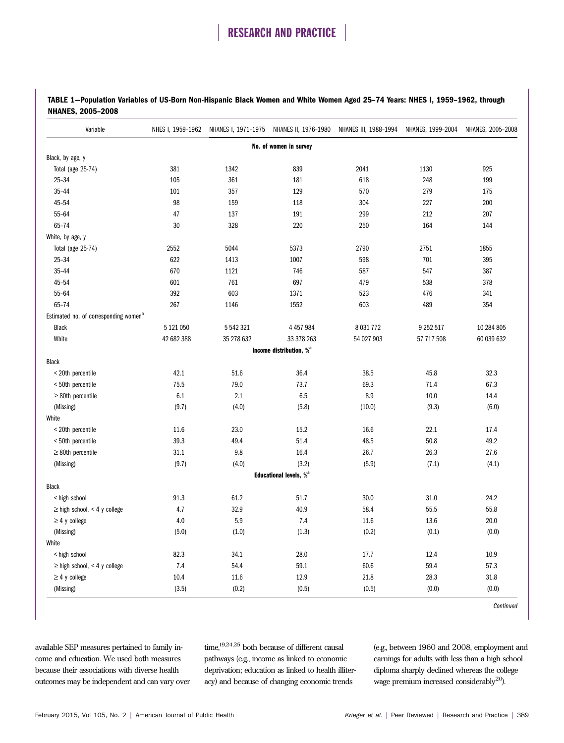**TABLE 1—Population Variables of US-Born Non-Hispanic Black Women and White Women Aged 25–74 Years: NHES I, 1959–1962, through NHANES, 2005–2008**

| Variable | NHES I, 1959–1962 | NHANES I, 1971–1975 | NHANES II, 1976–1980 | NHANES III, 1988–1994 | NHANES, 1999–2004 | NHANES, 2005–2008 |
|---|---|---|---|---|---|---|
| | | | **No. of women in survey** | | | |
| Black, by age, y | | | | | | |
| Total (age 25-74) | 381 | 1342 | 839 | 2041 | 1130 | 925 |
| 25–34 | 105 | 361 | 181 | 618 | 248 | 199 |
| 35–44 | 101 | 357 | 129 | 570 | 279 | 175 |
| 45–54 | 98 | 159 | 118 | 304 | 227 | 200 |
| 55–64 | 47 | 137 | 191 | 299 | 212 | 207 |
| 65–74 | 30 | 328 | 220 | 250 | 164 | 144 |
| White, by age, y | | | | | | |
| Total (age 25-74) | 2552 | 5044 | 5373 | 2790 | 2751 | 1855 |
| 25–34 | 622 | 1413 | 1007 | 598 | 701 | 395 |
| 35–44 | 670 | 1121 | 746 | 587 | 547 | 387 |
| 45–54 | 601 | 761 | 697 | 479 | 538 | 378 |
| 55–64 | 392 | 603 | 1371 | 523 | 476 | 341 |
| 65–74 | 267 | 1146 | 1552 | 603 | 489 | 354 |
| Estimated no. of corresponding women[a] | | | | | | |
| Black | 5 121 050 | 5 542 321 | 4 457 984 | 8 031 772 | 9 252 517 | 10 284 805 |
| White | 42 682 388 | 35 278 632 | 33 378 263 | 54 027 903 | 57 717 508 | 60 039 632 |
| | | | **Income distribution, %[a]** | | | |
| Black | | | | | | |
| < 20th percentile | 42.1 | 51.6 | 36.4 | 38.5 | 45.8 | 32.3 |
| < 50th percentile | 75.5 | 79.0 | 73.7 | 69.3 | 71.4 | 67.3 |
| ≥ 80th percentile | 6.1 | 2.1 | 6.5 | 8.9 | 10.0 | 14.4 |
| (Missing) | (9.7) | (4.0) | (5.8) | (10.0) | (9.3) | (6.0) |
| White | | | | | | |
| < 20th percentile | 11.6 | 23.0 | 15.2 | 16.6 | 22.1 | 17.4 |
| < 50th percentile | 39.3 | 49.4 | 51.4 | 48.5 | 50.8 | 49.2 |
| ≥ 80th percentile | 31.1 | 9.8 | 16.4 | 26.7 | 26.3 | 27.6 |
| (Missing) | (9.7) | (4.0) | (3.2) | (5.9) | (7.1) | (4.1) |
| | | | **Educational levels, %[a]** | | | |
| Black | | | | | | |
| < high school | 91.3 | 61.2 | 51.7 | 30.0 | 31.0 | 24.2 |
| ≥ high school, < 4 y college | 4.7 | 32.9 | 40.9 | 58.4 | 55.5 | 55.8 |
| ≥ 4 y college | 4.0 | 5.9 | 7.4 | 11.6 | 13.6 | 20.0 |
| (Missing) | (5.0) | (1.0) | (1.3) | (0.2) | (0.1) | (0.0) |
| White | | | | | | |
| < high school | 82.3 | 34.1 | 28.0 | 17.7 | 12.4 | 10.9 |
| ≥ high school, < 4 y college | 7.4 | 54.4 | 59.1 | 60.6 | 59.4 | 57.3 |
| ≥ 4 y college | 10.4 | 11.6 | 12.9 | 21.8 | 28.3 | 31.8 |
| (Missing) | (3.5) | (0.2) | (0.5) | (0.5) | (0.0) | (0.0) |

*Continued*

available SEP measures pertained to family income and education. We used both measures because their associations with diverse health outcomes may be independent and can vary over time,[19,24,25] both because of different causal pathways (e.g., income as linked to economic deprivation; education as linked to health illiteracy) and because of changing economic trends (e.g., between 1960 and 2008, employment and earnings for adults with less than a high school diploma sharply declined whereas the college wage premium increased considerably[20]).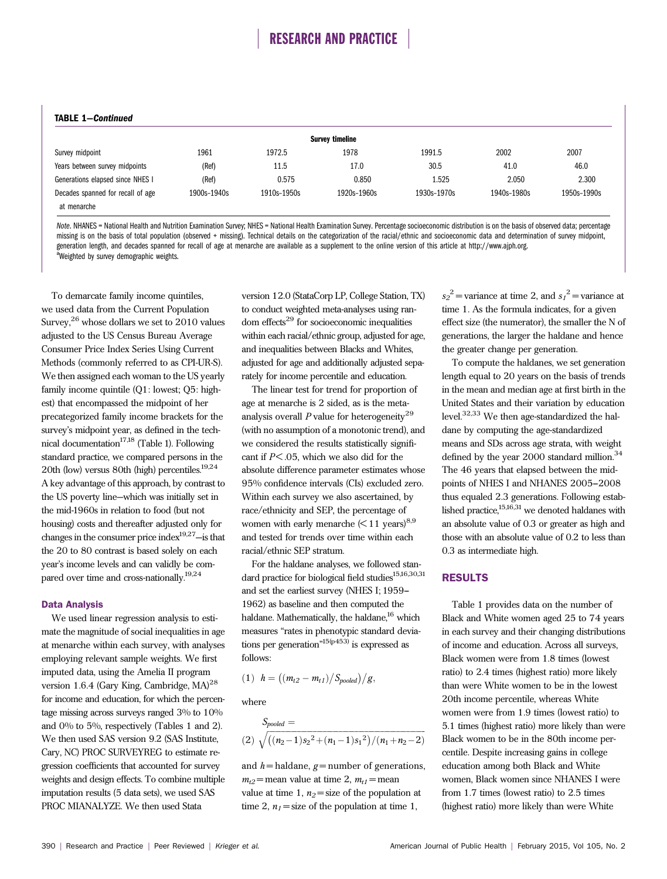**TABLE 1—Continued**

| | Survey timeline | | | | | |
|---|---|---|---|---|---|---|
| Survey midpoint | 1961 | 1972.5 | 1978 | 1991.5 | 2002 | 2007 |
| Years between survey midpoints | (Ref) | 11.5 | 17.0 | 30.5 | 41.0 | 46.0 |
| Generations elapsed since NHES I | (Ref) | 0.575 | 0.850 | 1.525 | 2.050 | 2.300 |
| Decades spanned for recall of age at menarche | 1900s–1940s | 1910s–1950s | 1920s–1960s | 1930s–1970s | 1940s–1980s | 1950s–1990s |

*Note.* NHANES = National Health and Nutrition Examination Survey; NHES = National Health Examination Survey. Percentage socioeconomic distribution is on the basis of observed data; percentage missing is on the basis of total population (observed + missing). Technical details on the categorization of the racial/ethnic and socioeconomic data and determination of survey midpoint, generation length, and decades spanned for recall of age at menarche are available as a supplement to the online version of this article at http://www.ajph.org.
[a]Weighted by survey demographic weights.

To demarcate family income quintiles, we used data from the Current Population Survey,[26] whose dollars we set to 2010 values adjusted to the US Census Bureau Average Consumer Price Index Series Using Current Methods (commonly referred to as CPI-UR-S). We then assigned each woman to the US yearly family income quintile (Q1: lowest; Q5: highest) that encompassed the midpoint of her precategorized family income brackets for the survey's midpoint year, as defined in the technical documentation[17,18] (Table 1). Following standard practice, we compared persons in the 20th (low) versus 80th (high) percentiles.[19,24] A key advantage of this approach, by contrast to the US poverty line—which was initially set in the mid-1960s in relation to food (but not housing) costs and thereafter adjusted only for changes in the consumer price index[19,27]—is that the 20 to 80 contrast is based solely on each year's income levels and can validly be compared over time and cross-nationally.[19,24]

### Data Analysis

We used linear regression analysis to estimate the magnitude of social inequalities in age at menarche within each survey, with analyses employing relevant sample weights. We first imputed data, using the Amelia II program version 1.6.4 (Gary King, Cambridge, MA)[28] for income and education, for which the percentage missing across surveys ranged 3% to 10% and 0% to 5%, respectively (Tables 1 and 2). We then used SAS version 9.2 (SAS Institute, Cary, NC) PROC SURVEYREG to estimate regression coefficients that accounted for survey weights and design effects. To combine multiple imputation results (5 data sets), we used SAS PROC MIANALYZE. We then used Stata version 12.0 (StataCorp LP, College Station, TX) to conduct weighted meta-analyses using random effects[29] for socioeconomic inequalities within each racial/ethnic group, adjusted for age, and inequalities between Blacks and Whites, adjusted for age and additionally adjusted separately for income percentile and education.

The linear test for trend for proportion of age at menarche is 2 sided, as is the meta-analysis overall $P$ value for heterogeneity[29] (with no assumption of a monotonic trend), and we considered the results statistically significant if $P < .05$, which we also did for the absolute difference parameter estimates whose 95% confidence intervals (CIs) excluded zero. Within each survey we also ascertained, by race/ethnicity and SEP, the percentage of women with early menarche (< 11 years)[8,9] and tested for trends over time within each racial/ethnic SEP stratum.

For the haldane analyses, we followed standard practice for biological field studies[15,16,30,31] and set the earliest survey (NHES I; 1959–1962) as baseline and then computed the haldane. Mathematically, the haldane,[16] which measures "rates in phenotypic standard deviations per generation"[15(p453)] is expressed as follows:

$$(1)\quad h = \left((m_{t2} - m_{t1})/S_{pooled}\right)/g,$$

where

$$(2)\quad S_{pooled} = \sqrt{\left((n_2-1)s_2{}^2 + (n_1-1)s_1{}^2\right)/(n_1+n_2-2)}$$

and $h$ = haldane, $g$ = number of generations, $m_{t2}$ = mean value at time 2, $m_{t1}$ = mean value at time 1, $n_2$ = size of the population at time 2, $n_1$ = size of the population at time 1, $s_2{}^2$ = variance at time 2, and $s_1{}^2$ = variance at time 1. As the formula indicates, for a given effect size (the numerator), the smaller the N of generations, the larger the haldane and hence the greater change per generation.

To compute the haldanes, we set generation length equal to 20 years on the basis of trends in the mean and median age at first birth in the United States and their variation by education level.[32,33] We then age-standardized the haldane by computing the age-standardized means and SDs across age strata, with weight defined by the year 2000 standard million.[34] The 46 years that elapsed between the midpoints of NHES I and NHANES 2005–2008 thus equaled 2.3 generations. Following established practice,[15,16,31] we denoted haldanes with an absolute value of 0.3 or greater as high and those with an absolute value of 0.2 to less than 0.3 as intermediate high.

## RESULTS

Table 1 provides data on the number of Black and White women aged 25 to 74 years in each survey and their changing distributions of income and education. Across all surveys, Black women were from 1.8 times (lowest ratio) to 2.4 times (highest ratio) more likely than were White women to be in the lowest 20th income percentile, whereas White women were from 1.9 times (lowest ratio) to 5.1 times (highest ratio) more likely than were Black women to be in the 80th income percentile. Despite increasing gains in college education among both Black and White women, Black women since NHANES I were from 1.7 times (lowest ratio) to 2.5 times (highest ratio) more likely than were White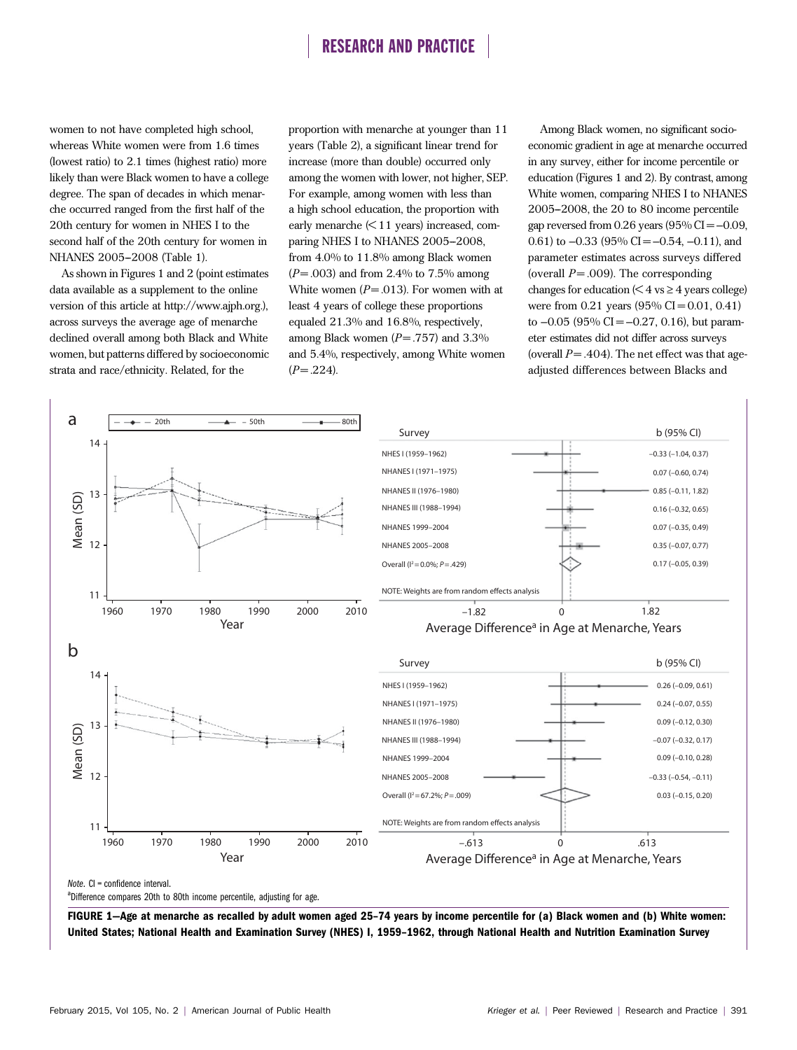women to not have completed high school, whereas White women were from 1.6 times (lowest ratio) to 2.1 times (highest ratio) more likely than were Black women to have a college degree. The span of decades in which menarche occurred ranged from the first half of the 20th century for women in NHES I to the second half of the 20th century for women in NHANES 2005–2008 (Table 1).

As shown in Figures 1 and 2 (point estimates data available as a supplement to the online version of this article at http://www.ajph.org.), across surveys the average age of menarche declined overall among both Black and White women, but patterns differed by socioeconomic strata and race/ethnicity. Related, for the proportion with menarche at younger than 11 years (Table 2), a significant linear trend for increase (more than double) occurred only among the women with lower, not higher, SEP. For example, among women with less than a high school education, the proportion with early menarche (< 11 years) increased, comparing NHES I to NHANES 2005–2008, from 4.0% to 11.8% among Black women ($P = .003$) and from 2.4% to 7.5% among White women ($P = .013$). For women with at least 4 years of college these proportions equaled 21.3% and 16.8%, respectively, among Black women ($P = .757$) and 3.3% and 5.4%, respectively, among White women ($P = .224$).

Among Black women, no significant socioeconomic gradient in age at menarche occurred in any survey, either for income percentile or education (Figures 1 and 2). By contrast, among White women, comparing NHES I to NHANES 2005–2008, the 20 to 80 income percentile gap reversed from 0.26 years (95% CI = −0.09, 0.61) to −0.33 (95% CI = −0.54, −0.11), and parameter estimates across surveys differed (overall $P = .009$). The corresponding changes for education (< 4 vs ≥ 4 years college) were from 0.21 years (95% CI = 0.01, 0.41) to −0.05 (95% CI = −0.27, 0.16), but parameter estimates did not differ across surveys (overall $P = .404$). The net effect was that age-adjusted differences between Blacks and

*Note.* CI = confidence interval.
[a]Difference compares 20th to 80th income percentile, adjusting for age.

**FIGURE 1—Age at menarche as recalled by adult women aged 25–74 years by income percentile for (a) Black women and (b) White women: United States; National Health and Examination Survey (NHES) I, 1959–1962, through National Health and Nutrition Examination Survey**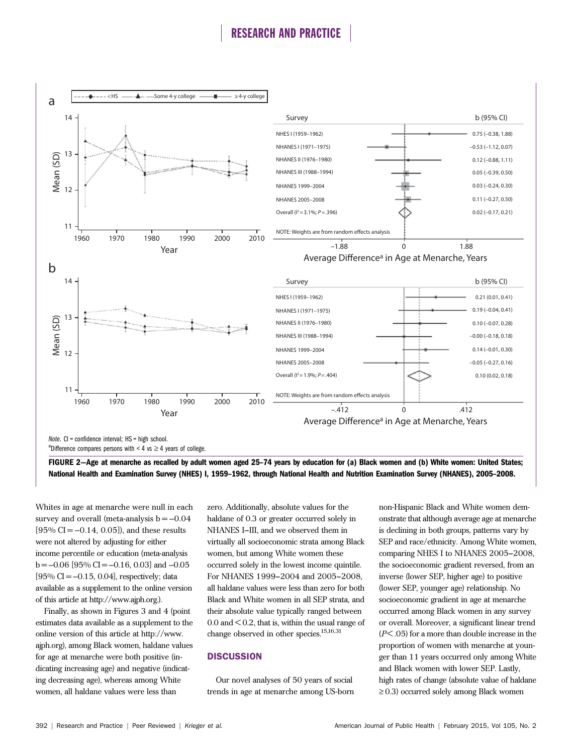Note. CI = confidence interval; HS = high school.

[a]Difference compares persons with < 4 vs ≥ 4 years of college.

**FIGURE 2—Age at menarche as recalled by adult women aged 25–74 years by education for (a) Black women and (b) White women: United States; National Health and Examination Survey (NHES) I, 1959–1962, through National Health and Nutrition Examination Survey (NHANES), 2005–2008.**

Whites in age at menarche were null in each survey and overall (meta-analysis b = −0.04 [95% CI = −0.14, 0.05]), and these results were not altered by adjusting for either income percentile or education (meta-analysis b = −0.06 [95% CI = −0.16, 0.03] and −0.05 [95% CI = −0.15, 0.04], respectively; data available as a supplement to the online version of this article at http://www.ajph.org.).

Finally, as shown in Figures 3 and 4 (point estimates data available as a supplement to the online version of this article at http://www.ajph.org), among Black women, haldane values for age at menarche were both positive (indicating increasing age) and negative (indicating decreasing age), whereas among White women, all haldane values were less than zero. Additionally, absolute values for the haldane of 0.3 or greater occurred solely in NHANES I–III, and we observed them in virtually all socioeconomic strata among Black women, but among White women these occurred solely in the lowest income quintile. For NHANES 1999–2004 and 2005–2008, all haldane values were less than zero for both Black and White women in all SEP strata, and their absolute value typically ranged between 0.0 and < 0.2, that is, within the usual range of change observed in other species.[15,16,31]

## DISCUSSION

Our novel analyses of 50 years of social trends in age at menarche among US-born non-Hispanic Black and White women demonstrate that although average age at menarche is declining in both groups, patterns vary by SEP and race/ethnicity. Among White women, comparing NHES I to NHANES 2005–2008, the socioeconomic gradient reversed, from an inverse (lower SEP, higher age) to positive (lower SEP, younger age) relationship. No socioeconomic gradient in age at menarche occurred among Black women in any survey or overall. Moreover, a significant linear trend ($P < .05$) for a more than double increase in the proportion of women with menarche at younger than 11 years occurred only among White and Black women with lower SEP. Lastly, high rates of change (absolute value of haldane ≥ 0.3) occurred solely among Black women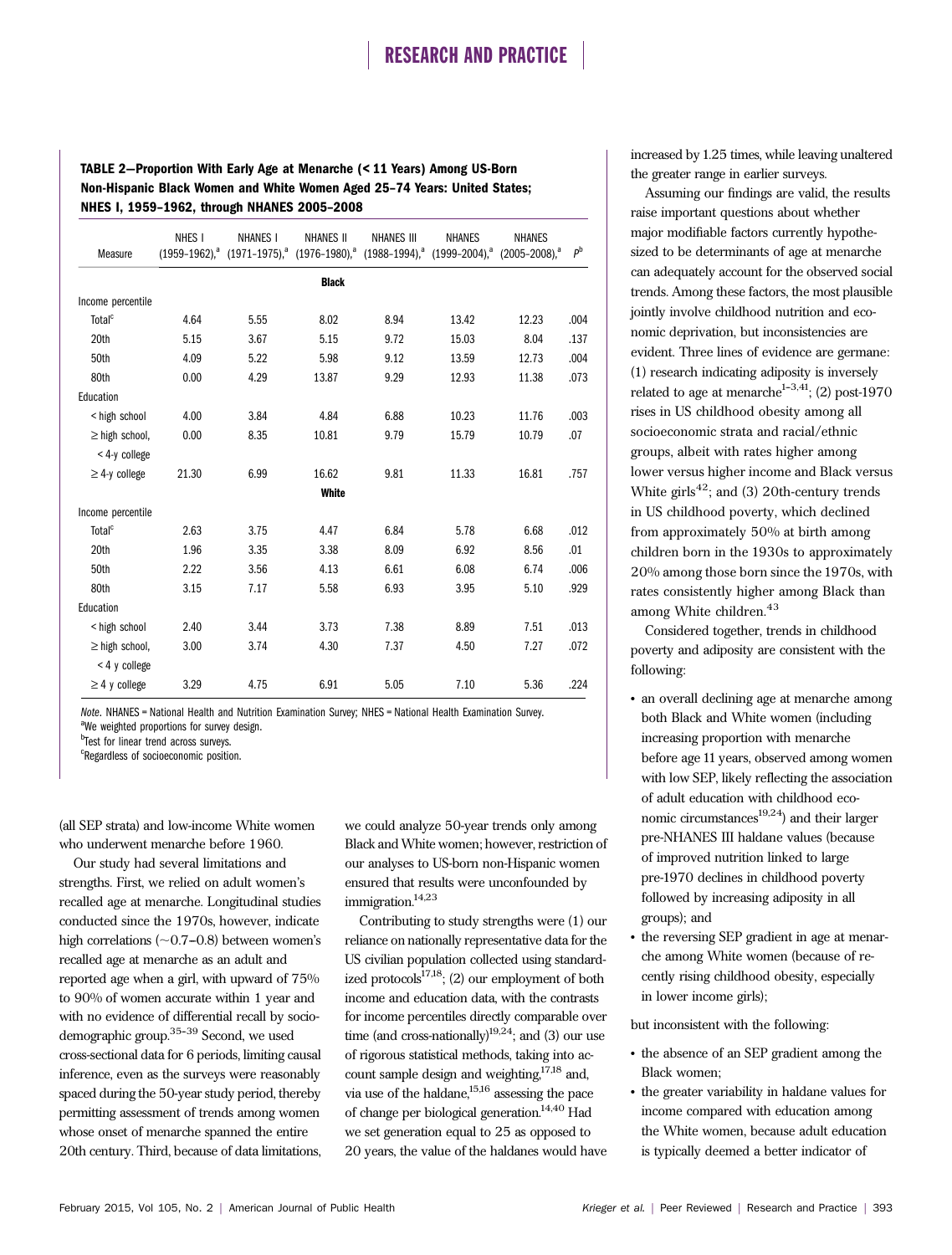**TABLE 2—Proportion With Early Age at Menarche (< 11 Years) Among US-Born Non-Hispanic Black Women and White Women Aged 25–74 Years: United States; NHES I, 1959–1962, through NHANES 2005–2008**

| Measure | NHES I (1959–1962),[a] | NHANES I (1971–1975),[a] | NHANES II (1976–1980),[a] | NHANES III (1988–1994),[a] | NHANES (1999–2004),[a] | NHANES (2005–2008),[a] | P[b] |
|---|---|---|---|---|---|---|---|
| | | | **Black** | | | | |
| Income percentile | | | | | | | |
| Total[c] | 4.64 | 5.55 | 8.02 | 8.94 | 13.42 | 12.23 | .004 |
| 20th | 5.15 | 3.67 | 5.15 | 9.72 | 15.03 | 8.04 | .137 |
| 50th | 4.09 | 5.22 | 5.98 | 9.12 | 13.59 | 12.73 | .004 |
| 80th | 0.00 | 4.29 | 13.87 | 9.29 | 12.93 | 11.38 | .073 |
| Education | | | | | | | |
| < high school | 4.00 | 3.84 | 4.84 | 6.88 | 10.23 | 11.76 | .003 |
| ≥ high school, < 4-y college | 0.00 | 8.35 | 10.81 | 9.79 | 15.79 | 10.79 | .07 |
| ≥ 4-y college | 21.30 | 6.99 | 16.62 | 9.81 | 11.33 | 16.81 | .757 |
| | | | **White** | | | | |
| Income percentile | | | | | | | |
| Total[c] | 2.63 | 3.75 | 4.47 | 6.84 | 5.78 | 6.68 | .012 |
| 20th | 1.96 | 3.35 | 3.38 | 8.09 | 6.92 | 8.56 | .01 |
| 50th | 2.22 | 3.56 | 4.13 | 6.61 | 6.08 | 6.74 | .006 |
| 80th | 3.15 | 7.17 | 5.58 | 6.93 | 3.95 | 5.10 | .929 |
| Education | | | | | | | |
| < high school | 2.40 | 3.44 | 3.73 | 7.38 | 8.89 | 7.51 | .013 |
| ≥ high school, < 4 y college | 3.00 | 3.74 | 4.30 | 7.37 | 4.50 | 7.27 | .072 |
| ≥ 4 y college | 3.29 | 4.75 | 6.91 | 5.05 | 7.10 | 5.36 | .224 |

*Note.* NHANES = National Health and Nutrition Examination Survey; NHES = National Health Examination Survey.
[a]We weighted proportions for survey design.
[b]Test for linear trend across surveys.
[c]Regardless of socioeconomic position.

(all SEP strata) and low-income White women who underwent menarche before 1960.

Our study had several limitations and strengths. First, we relied on adult women's recalled age at menarche. Longitudinal studies conducted since the 1970s, however, indicate high correlations (~0.7–0.8) between women's recalled age at menarche as an adult and reported age when a girl, with upward of 75% to 90% of women accurate within 1 year and with no evidence of differential recall by sociodemographic group.[35–39] Second, we used cross-sectional data for 6 periods, limiting causal inference, even as the surveys were reasonably spaced during the 50-year study period, thereby permitting assessment of trends among women whose onset of menarche spanned the entire 20th century. Third, because of data limitations, we could analyze 50-year trends only among Black and White women; however, restriction of our analyses to US-born non-Hispanic women ensured that results were unconfounded by immigration.[14,23]

Contributing to study strengths were (1) our reliance on nationally representative data for the US civilian population collected using standardized protocols[17,18]; (2) our employment of both income and education data, with the contrasts for income percentiles directly comparable over time (and cross-nationally)[19,24]; and (3) our use of rigorous statistical methods, taking into account sample design and weighting,[17,18] and, via use of the haldane,[15,16] assessing the pace of change per biological generation.[14,40] Had we set generation equal to 25 as opposed to 20 years, the value of the haldanes would have increased by 1.25 times, while leaving unaltered the greater range in earlier surveys.

Assuming our findings are valid, the results raise important questions about whether major modifiable factors currently hypothesized to be determinants of age at menarche can adequately account for the observed social trends. Among these factors, the most plausible jointly involve childhood nutrition and economic deprivation, but inconsistencies are evident. Three lines of evidence are germane: (1) research indicating adiposity is inversely related to age at menarche[1–3,41]; (2) post-1970 rises in US childhood obesity among all socioeconomic strata and racial/ethnic groups, albeit with rates higher among lower versus higher income and Black versus White girls[42]; and (3) 20th-century trends in US childhood poverty, which declined from approximately 50% at birth among children born in the 1930s to approximately 20% among those born since the 1970s, with rates consistently higher among Black than among White children.[43]

Considered together, trends in childhood poverty and adiposity are consistent with the following:

- an overall declining age at menarche among both Black and White women (including increasing proportion with menarche before age 11 years, observed among women with low SEP, likely reflecting the association of adult education with childhood economic circumstances[19,24]) and their larger pre-NHANES III haldane values (because of improved nutrition linked to large pre-1970 declines in childhood poverty followed by increasing adiposity in all groups); and
- the reversing SEP gradient in age at menarche among White women (because of recently rising childhood obesity, especially in lower income girls);

but inconsistent with the following:

- the absence of an SEP gradient among the Black women;
- the greater variability in haldane values for income compared with education among the White women, because adult education is typically deemed a better indicator of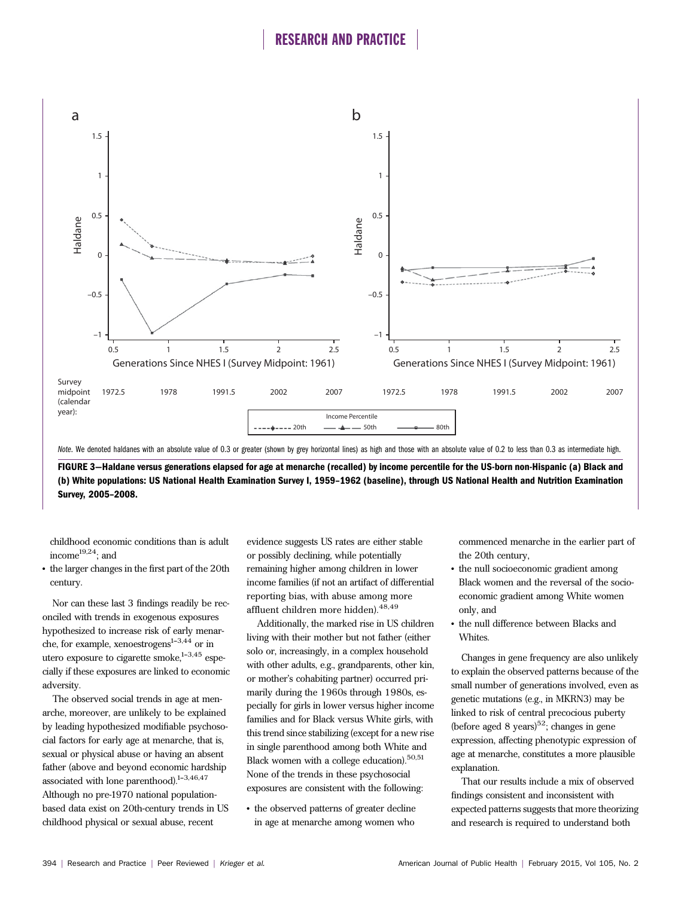*Note.* We denoted haldanes with an absolute value of 0.3 or greater (shown by grey horizontal lines) as high and those with an absolute value of 0.2 to less than 0.3 as intermediate high.

**FIGURE 3—Haldane versus generations elapsed for age at menarche (recalled) by income percentile for the US-born non-Hispanic (a) Black and (b) White populations: US National Health Examination Survey I, 1959–1962 (baseline), through US National Health and Nutrition Examination Survey, 2005–2008.**

childhood economic conditions than is adult income[19,24]; and

- the larger changes in the first part of the 20th century.

Nor can these last 3 findings readily be reconciled with trends in exogenous exposures hypothesized to increase risk of early menarche, for example, xenoestrogens[1–3,44] or in utero exposure to cigarette smoke,[1–3,45] especially if these exposures are linked to economic adversity.

The observed social trends in age at menarche, moreover, are unlikely to be explained by leading hypothesized modifiable psychosocial factors for early age at menarche, that is, sexual or physical abuse or having an absent father (above and beyond economic hardship associated with lone parenthood).[1–3,46,47] Although no pre-1970 national population-based data exist on 20th-century trends in US childhood physical or sexual abuse, recent evidence suggests US rates are either stable or possibly declining, while potentially remaining higher among children in lower income families (if not an artifact of differential reporting bias, with abuse among more affluent children more hidden).[48,49]

Additionally, the marked rise in US children living with their mother but not father (either solo or, increasingly, in a complex household with other adults, e.g., grandparents, other kin, or mother's cohabiting partner) occurred primarily during the 1960s through 1980s, especially for girls in lower versus higher income families and for Black versus White girls, with this trend since stabilizing (except for a new rise in single parenthood among both White and Black women with a college education).[50,51] None of the trends in these psychosocial exposures are consistent with the following:

- the observed patterns of greater decline in age at menarche among women who commenced menarche in the earlier part of the 20th century,
- the null socioeconomic gradient among Black women and the reversal of the socioeconomic gradient among White women only, and
- the null difference between Blacks and Whites.

Changes in gene frequency are also unlikely to explain the observed patterns because of the small number of generations involved, even as genetic mutations (e.g., in MKRN3) may be linked to risk of central precocious puberty (before aged 8 years)[52]; changes in gene expression, affecting phenotypic expression of age at menarche, constitutes a more plausible explanation.

That our results include a mix of observed findings consistent and inconsistent with expected patterns suggests that more theorizing and research is required to understand both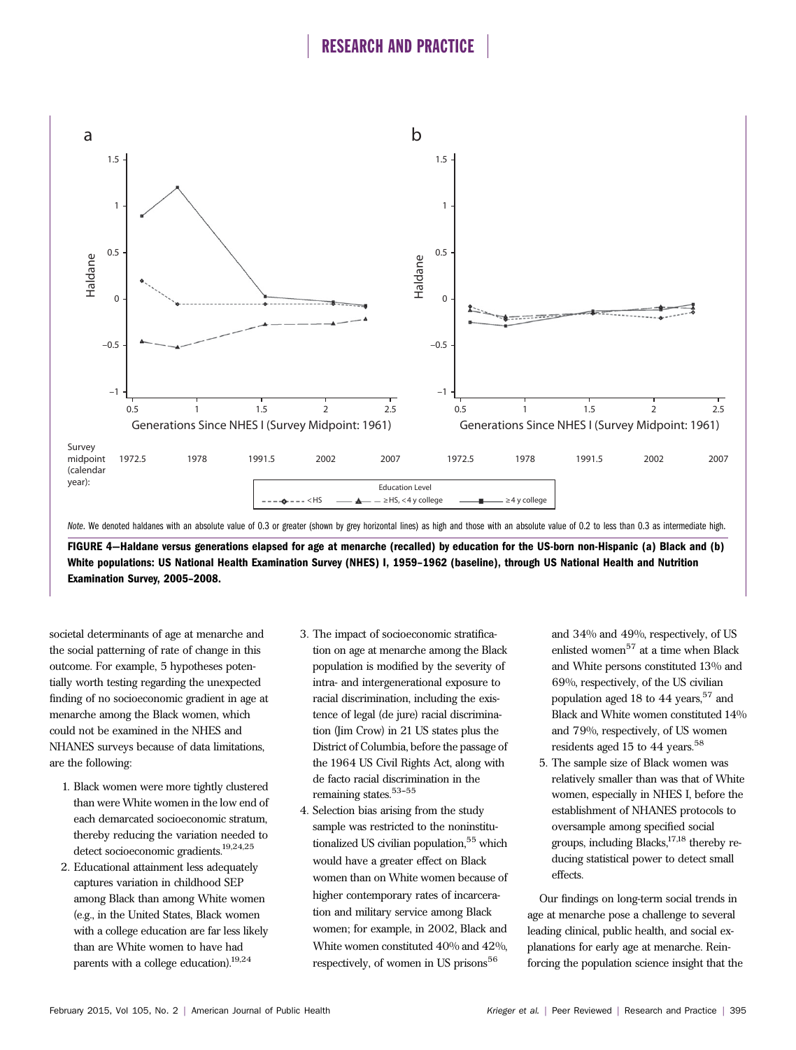*Note.* We denoted haldanes with an absolute value of 0.3 or greater (shown by grey horizontal lines) as high and those with an absolute value of 0.2 to less than 0.3 as intermediate high.

**FIGURE 4—Haldane versus generations elapsed for age at menarche (recalled) by education for the US-born non-Hispanic (a) Black and (b) White populations: US National Health Examination Survey (NHES) I, 1959–1962 (baseline), through US National Health and Nutrition Examination Survey, 2005–2008.**

societal determinants of age at menarche and the social patterning of rate of change in this outcome. For example, 5 hypotheses potentially worth testing regarding the unexpected finding of no socioeconomic gradient in age at menarche among the Black women, which could not be examined in the NHES and NHANES surveys because of data limitations, are the following:

1. Black women were more tightly clustered than were White women in the low end of each demarcated socioeconomic stratum, thereby reducing the variation needed to detect socioeconomic gradients.[19,24,25]
2. Educational attainment less adequately captures variation in childhood SEP among Black than among White women (e.g., in the United States, Black women with a college education are far less likely than are White women to have had parents with a college education).[19,24]
3. The impact of socioeconomic stratification on age at menarche among the Black population is modified by the severity of intra- and intergenerational exposure to racial discrimination, including the existence of legal (de jure) racial discrimination (Jim Crow) in 21 US states plus the District of Columbia, before the passage of the 1964 US Civil Rights Act, along with de facto racial discrimination in the remaining states.[53–55]
4. Selection bias arising from the study sample was restricted to the noninstitutionalized US civilian population,[55] which would have a greater effect on Black women than on White women because of higher contemporary rates of incarceration and military service among Black women; for example, in 2002, Black and White women constituted 40% and 42%, respectively, of women in US prisons[56] and 34% and 49%, respectively, of US enlisted women[57] at a time when Black and White persons constituted 13% and 69%, respectively, of the US civilian population aged 18 to 44 years,[57] and Black and White women constituted 14% and 79%, respectively, of US women residents aged 15 to 44 years.[58]
5. The sample size of Black women was relatively smaller than was that of White women, especially in NHES I, before the establishment of NHANES protocols to oversample among specified social groups, including Blacks,[17,18] thereby reducing statistical power to detect small effects.

Our findings on long-term social trends in age at menarche pose a challenge to several leading clinical, public health, and social explanations for early age at menarche. Reinforcing the population science insight that the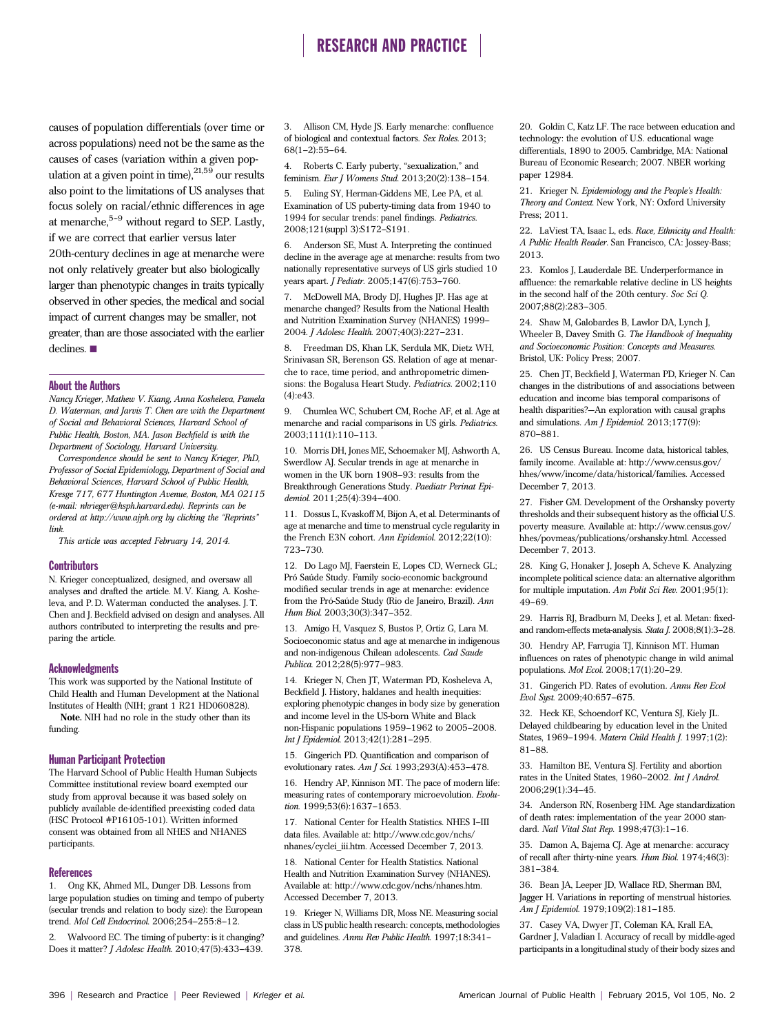causes of population differentials (over time or across populations) need not be the same as the causes of cases (variation within a given population at a given point in time),[21,59] our results also point to the limitations of US analyses that focus solely on racial/ethnic differences in age at menarche,[5–9] without regard to SEP. Lastly, if we are correct that earlier versus later 20th-century declines in age at menarche were not only relatively greater but also biologically larger than phenotypic changes in traits typically observed in other species, the medical and social impact of current changes may be smaller, not greater, than are those associated with the earlier declines. ■

## About the Authors

*Nancy Krieger, Mathew V. Kiang, Anna Kosheleva, Pamela D. Waterman, and Jarvis T. Chen are with the Department of Social and Behavioral Sciences, Harvard School of Public Health, Boston, MA. Jason Beckfield is with the Department of Sociology, Harvard University.*

*Correspondence should be sent to Nancy Krieger, PhD, Professor of Social Epidemiology, Department of Social and Behavioral Sciences, Harvard School of Public Health, Kresge 717, 677 Huntington Avenue, Boston, MA 02115 (e-mail: nkrieger@hsph.harvard.edu). Reprints can be ordered at http://www.ajph.org by clicking the "Reprints" link.*

*This article was accepted February 14, 2014.*

## Contributors

N. Krieger conceptualized, designed, and oversaw all analyses and drafted the article. M. V. Kiang, A. Kosheleva, and P. D. Waterman conducted the analyses. J. T. Chen and J. Beckfield advised on design and analyses. All authors contributed to interpreting the results and preparing the article.

## Acknowledgments

This work was supported by the National Institute of Child Health and Human Development at the National Institutes of Health (NIH; grant 1 R21 HD060828).

**Note.** NIH had no role in the study other than its funding.

## Human Participant Protection

The Harvard School of Public Health Human Subjects Committee institutional review board exempted our study from approval because it was based solely on publicly available de-identified preexisting coded data (HSC Protocol #P16105-101). Written informed consent was obtained from all NHES and NHANES participants.

## References

1. Ong KK, Ahmed ML, Dunger DB. Lessons from large population studies on timing and tempo of puberty (secular trends and relation to body size): the European trend. *Mol Cell Endocrinol.* 2006;254–255:8–12.

2. Walvoord EC. The timing of puberty: is it changing? Does it matter? *J Adolesc Health.* 2010;47(5):433–439.

3. Allison CM, Hyde JS. Early menarche: confluence of biological and contextual factors. *Sex Roles.* 2013;68(1–2):55–64.

4. Roberts C. Early puberty, "sexualization," and feminism. *Eur J Womens Stud.* 2013;20(2):138–154.

5. Euling SY, Herman-Giddens ME, Lee PA, et al. Examination of US puberty-timing data from 1940 to 1994 for secular trends: panel findings. *Pediatrics.* 2008;121(suppl 3):S172–S191.

6. Anderson SE, Must A. Interpreting the continued decline in the average age at menarche: results from two nationally representative surveys of US girls studied 10 years apart. *J Pediatr.* 2005;147(6):753–760.

7. McDowell MA, Brody DJ, Hughes JP. Has age at menarche changed? Results from the National Health and Nutrition Examination Survey (NHANES) 1999–2004. *J Adolesc Health.* 2007;40(3):227–231.

8. Freedman DS, Khan LK, Serdula MK, Dietz WH, Srinivasan SR, Berenson GS. Relation of age at menarche to race, time period, and anthropometric dimensions: the Bogalusa Heart Study. *Pediatrics.* 2002;110(4):e43.

9. Chumlea WC, Schubert CM, Roche AF, et al. Age at menarche and racial comparisons in US girls. *Pediatrics.* 2003;111(1):110–113.

10. Morris DH, Jones ME, Schoemaker MJ, Ashworth A, Swerdlow AJ. Secular trends in age at menarche in women in the UK born 1908–93: results from the Breakthrough Generations Study. *Paediatr Perinat Epidemiol.* 2011;25(4):394–400.

11. Dossus L, Kvaskoff M, Bijon A, et al. Determinants of age at menarche and time to menstrual cycle regularity in the French E3N cohort. *Ann Epidemiol.* 2012;22(10):723–730.

12. Do Lago MJ, Faerstein E, Lopes CD, Werneck GL; Pró Saúde Study. Family socio-economic background modified secular trends in age at menarche: evidence from the Pró-Saúde Study (Rio de Janeiro, Brazil). *Ann Hum Biol.* 2003;30(3):347–352.

13. Amigo H, Vasquez S, Bustos P, Ortiz G, Lara M. Socioeconomic status and age at menarche in indigenous and non-indigenous Chilean adolescents. *Cad Saude Publica.* 2012;28(5):977–983.

14. Krieger N, Chen JT, Waterman PD, Kosheleva A, Beckfield J. History, haldanes and health inequities: exploring phenotypic changes in body size by generation and income level in the US-born White and Black non-Hispanic populations 1959–1962 to 2005–2008. *Int J Epidemiol.* 2013;42(1):281–295.

15. Gingerich PD. Quantification and comparison of evolutionary rates. *Am J Sci.* 1993;293(A):453–478.

16. Hendry AP, Kinnison MT. The pace of modern life: measuring rates of contemporary microevolution. *Evolution.* 1999;53(6):1637–1653.

17. National Center for Health Statistics. NHES I–III data files. Available at: http://www.cdc.gov/nchs/nhanes/cyclei_iii.htm. Accessed December 7, 2013.

18. National Center for Health Statistics. National Health and Nutrition Examination Survey (NHANES). Available at: http://www.cdc.gov/nchs/nhanes.htm. Accessed December 7, 2013.

19. Krieger N, Williams DR, Moss NE. Measuring social class in US public health research: concepts, methodologies and guidelines. *Annu Rev Public Health.* 1997;18:341–378.

20. Goldin C, Katz LF. The race between education and technology: the evolution of U.S. educational wage differentials, 1890 to 2005. Cambridge, MA: National Bureau of Economic Research; 2007. NBER working paper 12984.

21. Krieger N. *Epidemiology and the People's Health: Theory and Context.* New York, NY: Oxford University Press; 2011.

22. LaViest TA, Isaac L, eds. *Race, Ethnicity and Health: A Public Health Reader.* San Francisco, CA: Jossey-Bass; 2013.

23. Komlos J, Lauderdale BE. Underperformance in affluence: the remarkable relative decline in US heights in the second half of the 20th century. *Soc Sci Q.* 2007;88(2):283–305.

24. Shaw M, Galobardes B, Lawlor DA, Lynch J, Wheeler B, Davey Smith G. *The Handbook of Inequality and Socioeconomic Position: Concepts and Measures.* Bristol, UK: Policy Press; 2007.

25. Chen JT, Beckfield J, Waterman PD, Krieger N. Can changes in the distributions of and associations between education and income bias temporal comparisons of health disparities?—An exploration with causal graphs and simulations. *Am J Epidemiol.* 2013;177(9):870–881.

26. US Census Bureau. Income data, historical tables, family income. Available at: http://www.census.gov/hhes/www/income/data/historical/families. Accessed December 7, 2013.

27. Fisher GM. Development of the Orshansky poverty thresholds and their subsequent history as the official U.S. poverty measure. Available at: http://www.census.gov/hhes/povmeas/publications/orshansky.html. Accessed December 7, 2013.

28. King G, Honaker J, Joseph A, Scheve K. Analyzing incomplete political science data: an alternative algorithm for multiple imputation. *Am Polit Sci Rev.* 2001;95(1):49–69.

29. Harris RJ, Bradburn M, Deeks J, et al. Metan: fixed- and random-effects meta-analysis. *Stata J.* 2008;8(1):3–28.

30. Hendry AP, Farrugia TJ, Kinnison MT. Human influences on rates of phenotypic change in wild animal populations. *Mol Ecol.* 2008;17(1):20–29.

31. Gingerich PD. Rates of evolution. *Annu Rev Ecol Evol Syst.* 2009;40:657–675.

32. Heck KE, Schoendorf KC, Ventura SJ, Kiely JL. Delayed childbearing by education level in the United States, 1969–1994. *Matern Child Health J.* 1997;1(2):81–88.

33. Hamilton BE, Ventura SJ. Fertility and abortion rates in the United States, 1960–2002. *Int J Androl.* 2006;29(1):34–45.

34. Anderson RN, Rosenberg HM. Age standardization of death rates: implementation of the year 2000 standard. *Natl Vital Stat Rep.* 1998;47(3):1–16.

35. Damon A, Bajema CJ. Age at menarche: accuracy of recall after thirty-nine years. *Hum Biol.* 1974;46(3):381–384.

36. Bean JA, Leeper JD, Wallace RD, Sherman BM, Jagger H. Variations in reporting of menstrual histories. *Am J Epidemiol.* 1979;109(2):181–185.

37. Casey VA, Dwyer JT, Coleman KA, Krall EA, Gardner J, Valadian I. Accuracy of recall by middle-aged participants in a longitudinal study of their body sizes and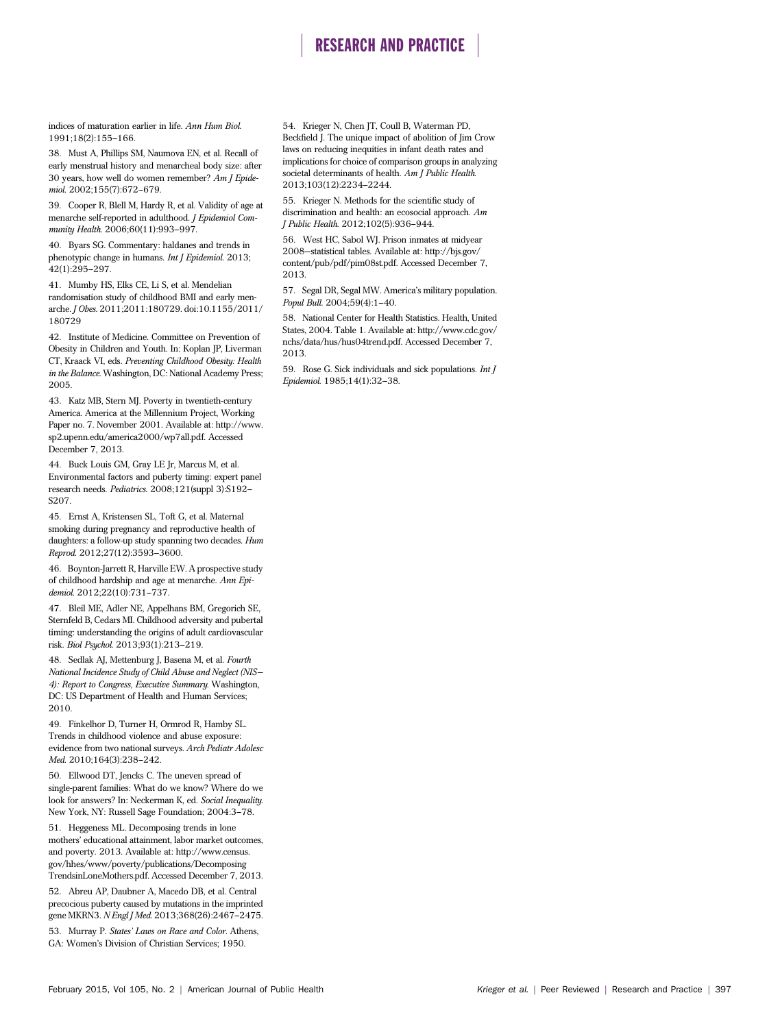indices of maturation earlier in life. *Ann Hum Biol.* 1991;18(2):155–166.

38. Must A, Phillips SM, Naumova EN, et al. Recall of early menstrual history and menarcheal body size: after 30 years, how well do women remember? *Am J Epidemiol.* 2002;155(7):672–679.

39. Cooper R, Blell M, Hardy R, et al. Validity of age at menarche self-reported in adulthood. *J Epidemiol Community Health.* 2006;60(11):993–997.

40. Byars SG. Commentary: haldanes and trends in phenotypic change in humans. *Int J Epidemiol.* 2013; 42(1):295–297.

41. Mumby HS, Elks CE, Li S, et al. Mendelian randomisation study of childhood BMI and early menarche. *J Obes.* 2011;2011:180729. doi:10.1155/2011/180729

42. Institute of Medicine. Committee on Prevention of Obesity in Children and Youth. In: Koplan JP, Liverman CT, Kraack VI, eds. *Preventing Childhood Obesity: Health in the Balance.* Washington, DC: National Academy Press; 2005.

43. Katz MB, Stern MJ. Poverty in twentieth-century America. America at the Millennium Project, Working Paper no. 7. November 2001. Available at: http://www.sp2.upenn.edu/america2000/wp7all.pdf. Accessed December 7, 2013.

44. Buck Louis GM, Gray LE Jr, Marcus M, et al. Environmental factors and puberty timing: expert panel research needs. *Pediatrics.* 2008;121(suppl 3):S192–S207.

45. Ernst A, Kristensen SL, Toft G, et al. Maternal smoking during pregnancy and reproductive health of daughters: a follow-up study spanning two decades. *Hum Reprod.* 2012;27(12):3593–3600.

46. Boynton-Jarrett R, Harville EW. A prospective study of childhood hardship and age at menarche. *Ann Epidemiol.* 2012;22(10):731–737.

47. Bleil ME, Adler NE, Appelhans BM, Gregorich SE, Sternfeld B, Cedars MI. Childhood adversity and pubertal timing: understanding the origins of adult cardiovascular risk. *Biol Psychol.* 2013;93(1):213–219.

48. Sedlak AJ, Mettenburg J, Basena M, et al. *Fourth National Incidence Study of Child Abuse and Neglect (NIS–4): Report to Congress, Executive Summary.* Washington, DC: US Department of Health and Human Services; 2010.

49. Finkelhor D, Turner H, Ormrod R, Hamby SL. Trends in childhood violence and abuse exposure: evidence from two national surveys. *Arch Pediatr Adolesc Med.* 2010;164(3):238–242.

50. Ellwood DT, Jencks C. The uneven spread of single-parent families: What do we know? Where do we look for answers? In: Neckerman K, ed. *Social Inequality.* New York, NY: Russell Sage Foundation; 2004:3–78.

51. Heggeness ML. Decomposing trends in lone mothers' educational attainment, labor market outcomes, and poverty. 2013. Available at: http://www.census.gov/hhes/www/poverty/publications/DecomposingTrendsinLoneMothers.pdf. Accessed December 7, 2013.

52. Abreu AP, Daubner A, Macedo DB, et al. Central precocious puberty caused by mutations in the imprinted gene MKRN3. *N Engl J Med.* 2013;368(26):2467–2475.

53. Murray P. *States' Laws on Race and Color.* Athens, GA: Women's Division of Christian Services; 1950.

54. Krieger N, Chen JT, Coull B, Waterman PD, Beckfield J. The unique impact of abolition of Jim Crow laws on reducing inequities in infant death rates and implications for choice of comparison groups in analyzing societal determinants of health. *Am J Public Health.* 2013;103(12):2234–2244.

55. Krieger N. Methods for the scientific study of discrimination and health: an ecosocial approach. *Am J Public Health.* 2012;102(5):936–944.

56. West HC, Sabol WJ. Prison inmates at midyear 2008—statistical tables. Available at: http://bjs.gov/content/pub/pdf/pim08st.pdf. Accessed December 7, 2013.

57. Segal DR, Segal MW. America's military population. *Popul Bull.* 2004;59(4):1–40.

58. National Center for Health Statistics. Health, United States, 2004. Table 1. Available at: http://www.cdc.gov/nchs/data/hus/hus04trend.pdf. Accessed December 7, 2013.

59. Rose G. Sick individuals and sick populations. *Int J Epidemiol.* 1985;14(1):32–38.